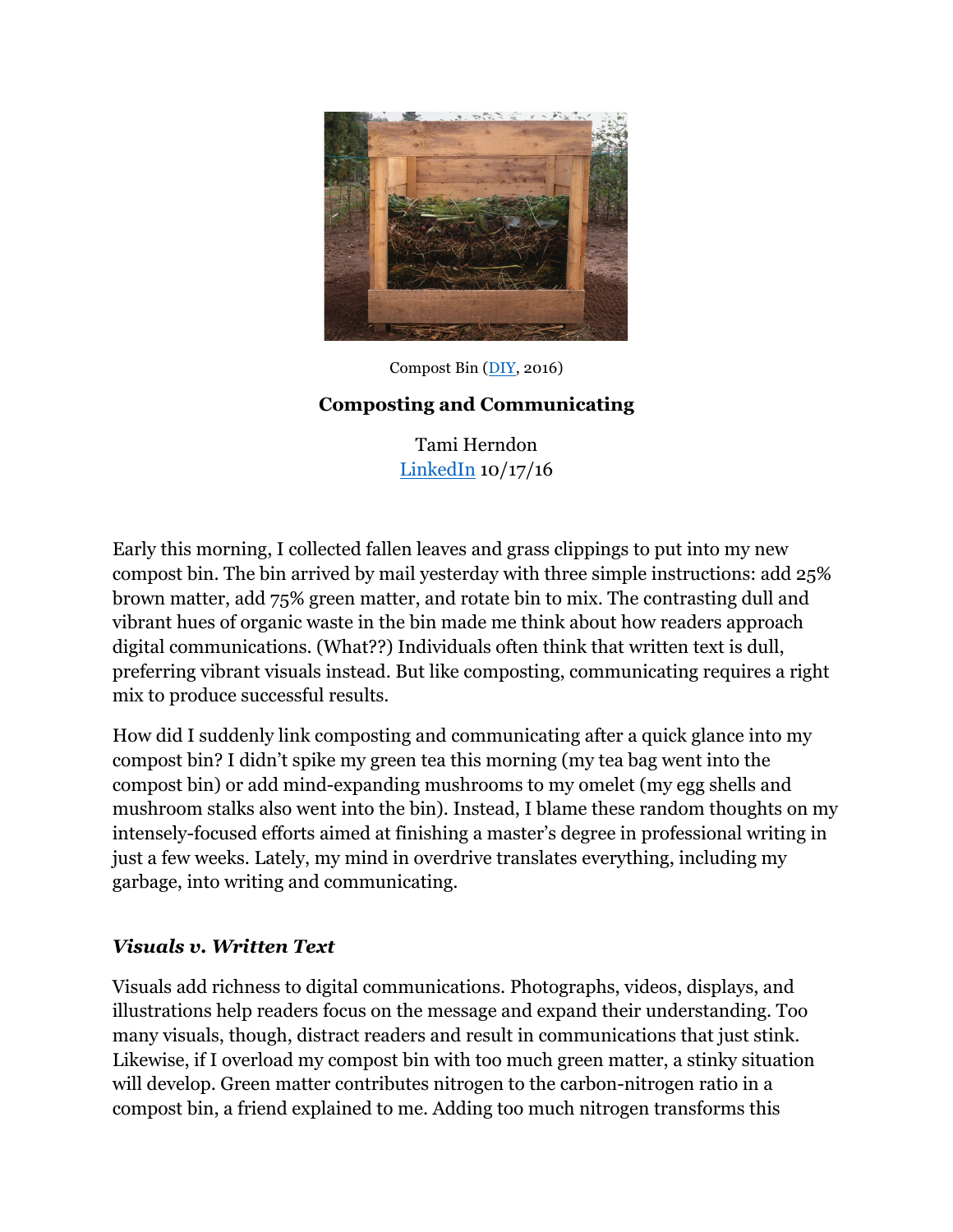Compost Bin (DIY, 2016)

**Composting and Communicating**

Tami Herndon
LinkedIn 10/17/16

Early this morning, I collected fallen leaves and grass clippings to put into my new compost bin. The bin arrived by mail yesterday with three simple instructions: add 25% brown matter, add 75% green matter, and rotate bin to mix. The contrasting dull and vibrant hues of organic waste in the bin made me think about how readers approach digital communications. (What??) Individuals often think that written text is dull, preferring vibrant visuals instead. But like composting, communicating requires a right mix to produce successful results.

How did I suddenly link composting and communicating after a quick glance into my compost bin? I didn't spike my green tea this morning (my tea bag went into the compost bin) or add mind-expanding mushrooms to my omelet (my egg shells and mushroom stalks also went into the bin). Instead, I blame these random thoughts on my intensely-focused efforts aimed at finishing a master's degree in professional writing in just a few weeks. Lately, my mind in overdrive translates everything, including my garbage, into writing and communicating.

### *Visuals v. Written Text*

Visuals add richness to digital communications. Photographs, videos, displays, and illustrations help readers focus on the message and expand their understanding. Too many visuals, though, distract readers and result in communications that just stink. Likewise, if I overload my compost bin with too much green matter, a stinky situation will develop. Green matter contributes nitrogen to the carbon-nitrogen ratio in a compost bin, a friend explained to me. Adding too much nitrogen transforms this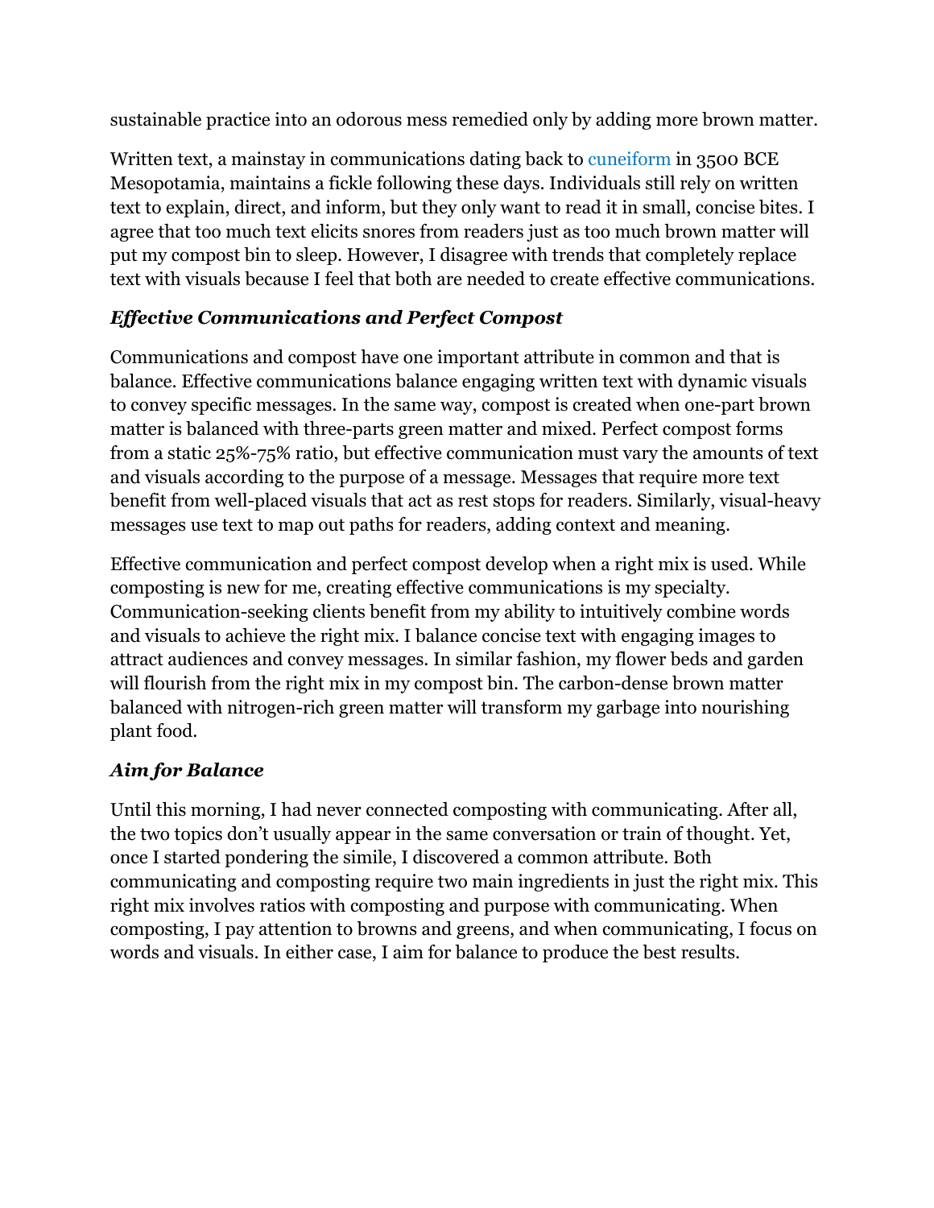sustainable practice into an odorous mess remedied only by adding more brown matter.

Written text, a mainstay in communications dating back to cuneiform in 3500 BCE Mesopotamia, maintains a fickle following these days. Individuals still rely on written text to explain, direct, and inform, but they only want to read it in small, concise bites. I agree that too much text elicits snores from readers just as too much brown matter will put my compost bin to sleep. However, I disagree with trends that completely replace text with visuals because I feel that both are needed to create effective communications.

### *Effective Communications and Perfect Compost*

Communications and compost have one important attribute in common and that is balance. Effective communications balance engaging written text with dynamic visuals to convey specific messages. In the same way, compost is created when one-part brown matter is balanced with three-parts green matter and mixed. Perfect compost forms from a static 25%-75% ratio, but effective communication must vary the amounts of text and visuals according to the purpose of a message. Messages that require more text benefit from well-placed visuals that act as rest stops for readers. Similarly, visual-heavy messages use text to map out paths for readers, adding context and meaning.

Effective communication and perfect compost develop when a right mix is used. While composting is new for me, creating effective communications is my specialty. Communication-seeking clients benefit from my ability to intuitively combine words and visuals to achieve the right mix. I balance concise text with engaging images to attract audiences and convey messages. In similar fashion, my flower beds and garden will flourish from the right mix in my compost bin. The carbon-dense brown matter balanced with nitrogen-rich green matter will transform my garbage into nourishing plant food.

### *Aim for Balance*

Until this morning, I had never connected composting with communicating. After all, the two topics don't usually appear in the same conversation or train of thought. Yet, once I started pondering the simile, I discovered a common attribute. Both communicating and composting require two main ingredients in just the right mix. This right mix involves ratios with composting and purpose with communicating. When composting, I pay attention to browns and greens, and when communicating, I focus on words and visuals. In either case, I aim for balance to produce the best results.